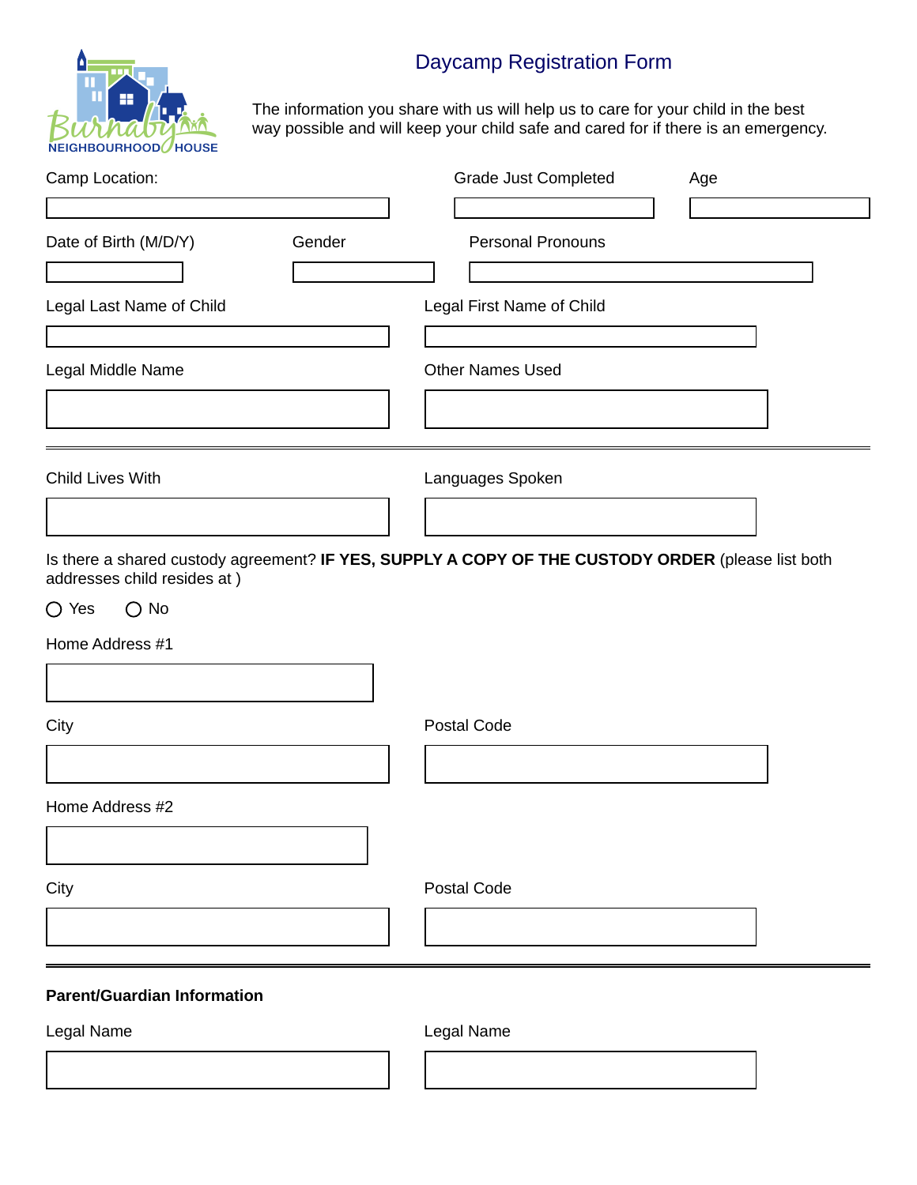# Daycamp Registration Form

The information you share with us will help us to care for your child in the best way possible and will keep your child safe and cared for if there is an emergency.

Camp Location:

Grade Just Completed

Age

Date of Birth (M/D/Y)

Gender

Personal Pronouns

Legal Last Name of Child

Legal First Name of Child

Legal Middle Name

Other Names Used

---

Child Lives With

Languages Spoken

Is there a shared custody agreement? **IF YES, SUPPLY A COPY OF THE CUSTODY ORDER** (please list both addresses child resides at )

○ Yes ○ No

Home Address #1

City

Postal Code

Home Address #2

City

Postal Code

---

**Parent/Guardian Information**

Legal Name

Legal Name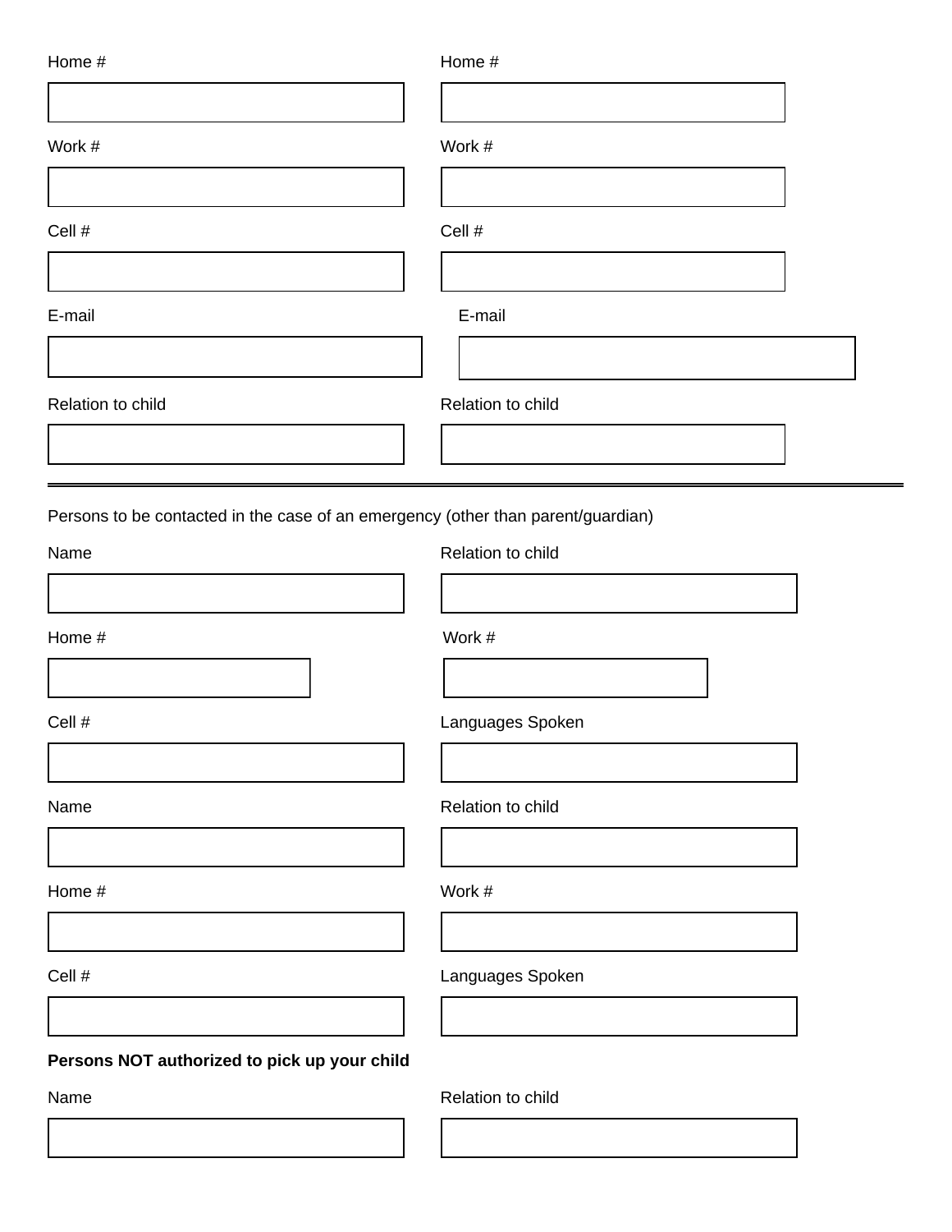| Home # | Home # |
| --- | --- |
| | |

| Work # | Work # |
| --- | --- |
| | |

| Cell # | Cell # |
| --- | --- |
| | |

| E-mail | E-mail |
| --- | --- |
| | |

| Relation to child | Relation to child |
| --- | --- |
| | |

---

Persons to be contacted in the case of an emergency (other than parent/guardian)

| Name | Relation to child |
| --- | --- |
| | |

| Home # | Work # |
| --- | --- |
| | |

| Cell # | Languages Spoken |
| --- | --- |
| | |

| Name | Relation to child |
| --- | --- |
| | |

| Home # | Work # |
| --- | --- |
| | |

| Cell # | Languages Spoken |
| --- | --- |
| | |

**Persons NOT authorized to pick up your child**

| Name | Relation to child |
| --- | --- |
| | |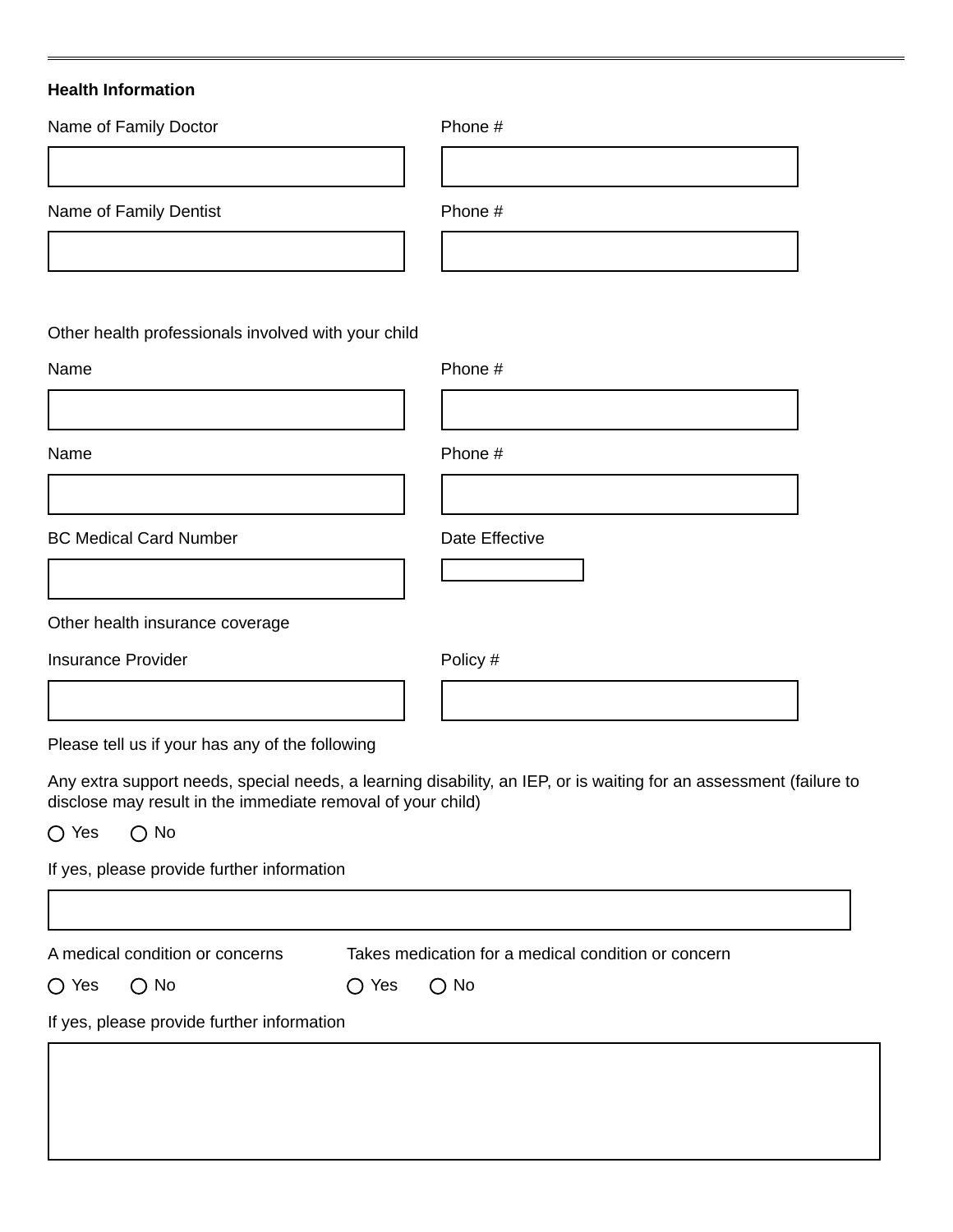## Health Information

Name of Family Doctor

Phone #

Name of Family Dentist

Phone #

Other health professionals involved with your child

Name

Phone #

Name

Phone #

BC Medical Card Number

Date Effective

Other health insurance coverage

Insurance Provider

Policy #

Please tell us if your has any of the following

Any extra support needs, special needs, a learning disability, an IEP, or is waiting for an assessment (failure to disclose may result in the immediate removal of your child)

○ Yes ○ No

If yes, please provide further information

A medical condition or concerns

○ Yes ○ No

Takes medication for a medical condition or concern

○ Yes ○ No

If yes, please provide further information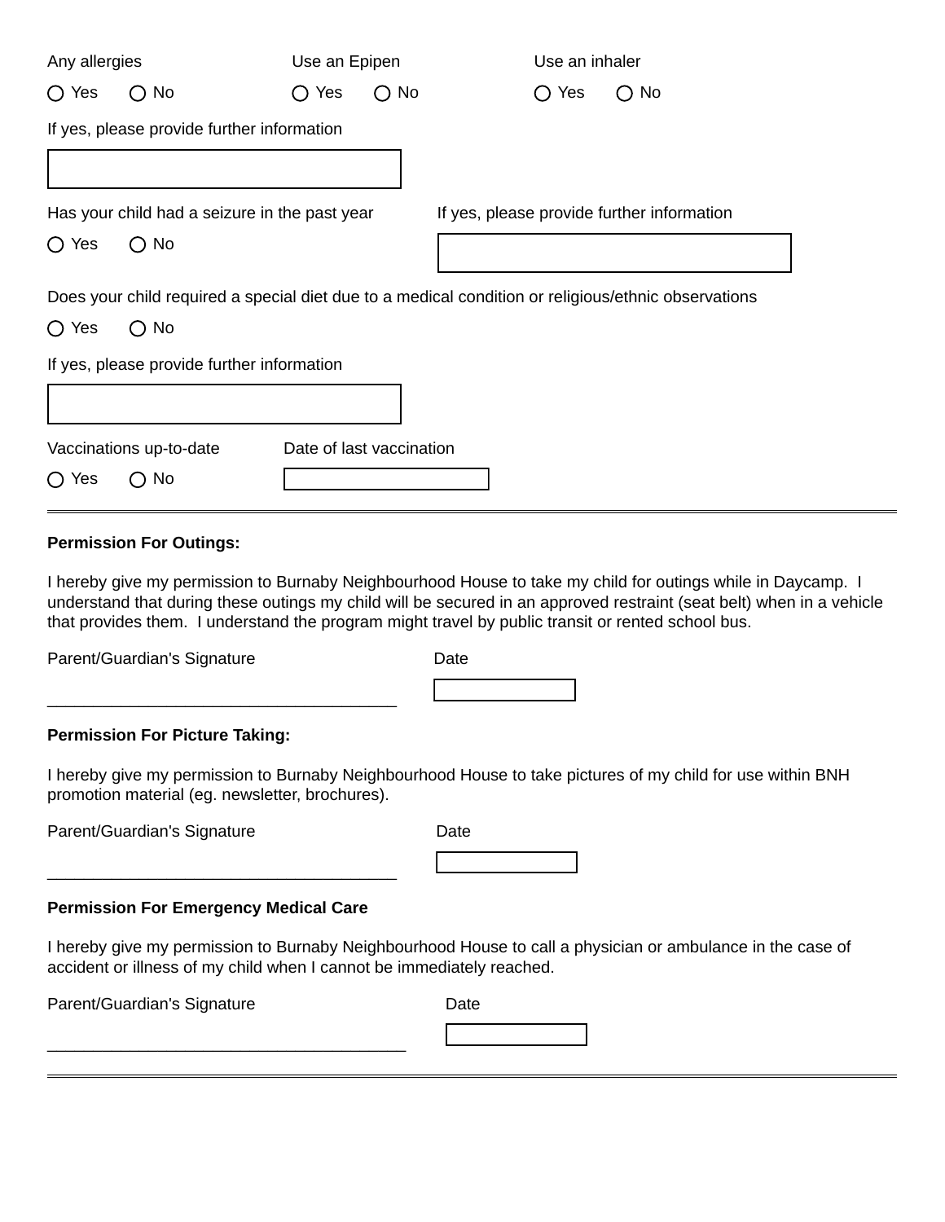Any allergies

○ Yes ○ No

Use an Epipen

○ Yes ○ No

Use an inhaler

○ Yes ○ No

If yes, please provide further information

[ ]

Has your child had a seizure in the past year

○ Yes ○ No

If yes, please provide further information

[ ]

Does your child required a special diet due to a medical condition or religious/ethnic observations

○ Yes ○ No

If yes, please provide further information

[ ]

Vaccinations up-to-date

○ Yes ○ No

Date of last vaccination

[ ]

---

**Permission For Outings:**

I hereby give my permission to Burnaby Neighbourhood House to take my child for outings while in Daycamp. I understand that during these outings my child will be secured in an approved restraint (seat belt) when in a vehicle that provides them. I understand the program might travel by public transit or rented school bus.

Parent/Guardian's Signature ______________________________

Date [ ]

**Permission For Picture Taking:**

I hereby give my permission to Burnaby Neighbourhood House to take pictures of my child for use within BNH promotion material (eg. newsletter, brochures).

Parent/Guardian's Signature ______________________________

Date [ ]

**Permission For Emergency Medical Care**

I hereby give my permission to Burnaby Neighbourhood House to call a physician or ambulance in the case of accident or illness of my child when I cannot be immediately reached.

Parent/Guardian's Signature ______________________________

Date [ ]

---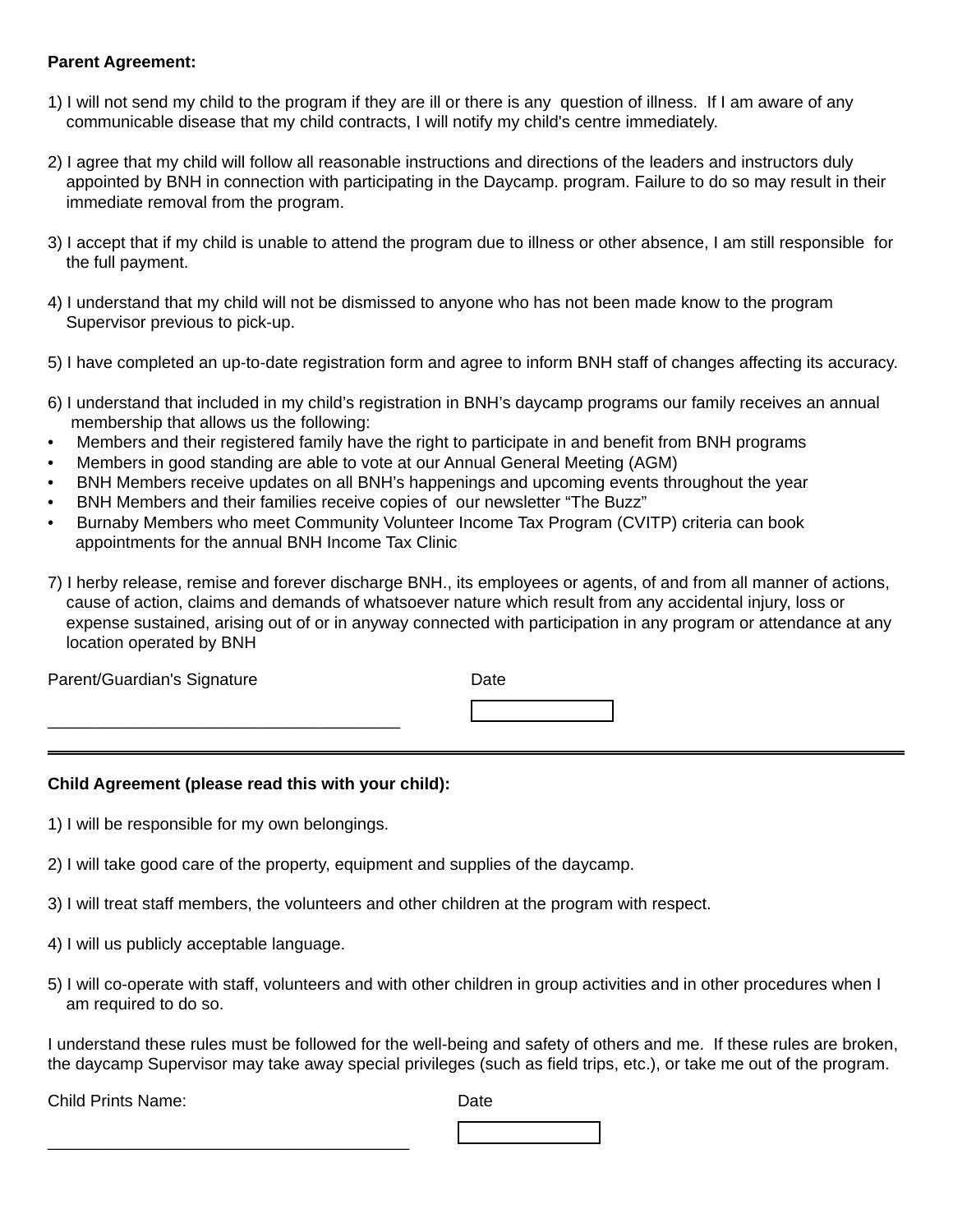**Parent Agreement:**

1) I will not send my child to the program if they are ill or there is any question of illness. If I am aware of any communicable disease that my child contracts, I will notify my child's centre immediately.

2) I agree that my child will follow all reasonable instructions and directions of the leaders and instructors duly appointed by BNH in connection with participating in the Daycamp. program. Failure to do so may result in their immediate removal from the program.

3) I accept that if my child is unable to attend the program due to illness or other absence, I am still responsible for the full payment.

4) I understand that my child will not be dismissed to anyone who has not been made know to the program Supervisor previous to pick-up.

5) I have completed an up-to-date registration form and agree to inform BNH staff of changes affecting its accuracy.

6) I understand that included in my child's registration in BNH's daycamp programs our family receives an annual membership that allows us the following:

- Members and their registered family have the right to participate in and benefit from BNH programs
- Members in good standing are able to vote at our Annual General Meeting (AGM)
- BNH Members receive updates on all BNH's happenings and upcoming events throughout the year
- BNH Members and their families receive copies of our newsletter "The Buzz"
- Burnaby Members who meet Community Volunteer Income Tax Program (CVITP) criteria can book appointments for the annual BNH Income Tax Clinic

7) I herby release, remise and forever discharge BNH., its employees or agents, of and from all manner of actions, cause of action, claims and demands of whatsoever nature which result from any accidental injury, loss or expense sustained, arising out of or in anyway connected with participation in any program or attendance at any location operated by BNH

Parent/Guardian's Signature ______________________________ Date ____________

---

**Child Agreement (please read this with your child):**

1) I will be responsible for my own belongings.

2) I will take good care of the property, equipment and supplies of the daycamp.

3) I will treat staff members, the volunteers and other children at the program with respect.

4) I will us publicly acceptable language.

5) I will co-operate with staff, volunteers and with other children in group activities and in other procedures when I am required to do so.

I understand these rules must be followed for the well-being and safety of others and me. If these rules are broken, the daycamp Supervisor may take away special privileges (such as field trips, etc.), or take me out of the program.

Child Prints Name: ______________________________ Date ____________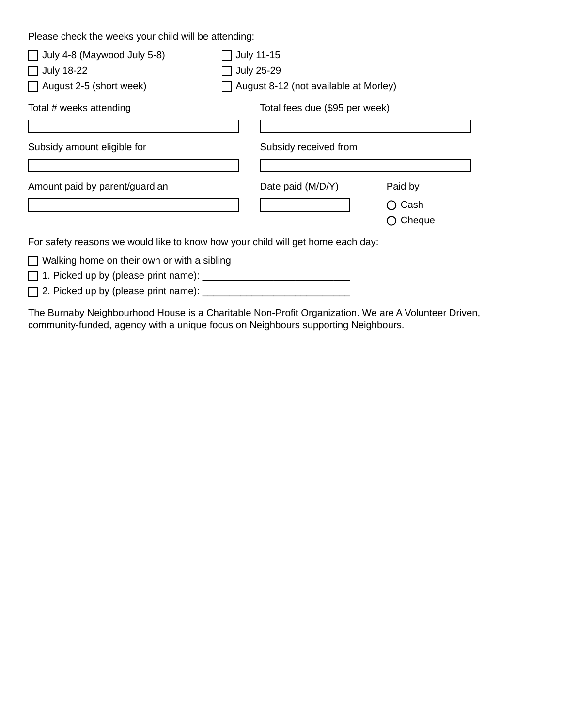Please check the weeks your child will be attending:

- ☐ July 4-8 (Maywood July 5-8)
- ☐ July 11-15
- ☐ July 18-22
- ☐ July 25-29
- ☐ August 2-5 (short week)
- ☐ August 8-12 (not available at Morley)

Total # weeks attending: ____________________

Total fees due ($95 per week): ____________________

Subsidy amount eligible for: ____________________

Subsidy received from: ____________________

Amount paid by parent/guardian: ____________________

Date paid (M/D/Y): ____________________

Paid by

- ○ Cash
- ○ Cheque

For safety reasons we would like to know how your child will get home each day:

- ☐ Walking home on their own or with a sibling
- ☐ 1. Picked up by (please print name): ___________________________
- ☐ 2. Picked up by (please print name): ___________________________

The Burnaby Neighbourhood House is a Charitable Non-Profit Organization. We are A Volunteer Driven, community-funded, agency with a unique focus on Neighbours supporting Neighbours.